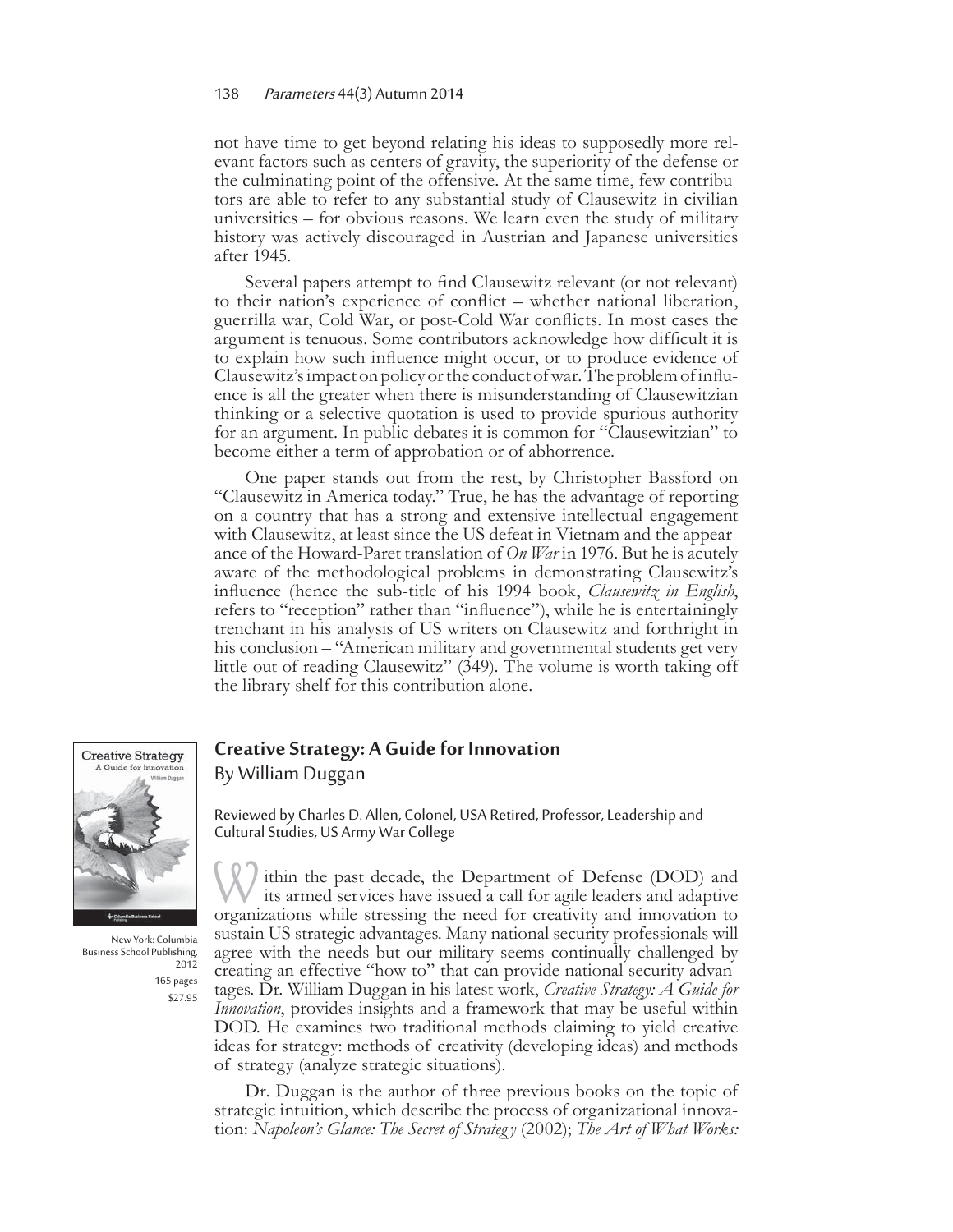not have time to get beyond relating his ideas to supposedly more relevant factors such as centers of gravity, the superiority of the defense or the culminating point of the offensive. At the same time, few contributors are able to refer to any substantial study of Clausewitz in civilian universities – for obvious reasons. We learn even the study of military history was actively discouraged in Austrian and Japanese universities after 1945.

Several papers attempt to find Clausewitz relevant (or not relevant) to their nation's experience of conflict – whether national liberation, guerrilla war, Cold War, or post-Cold War conflicts. In most cases the argument is tenuous. Some contributors acknowledge how difficult it is to explain how such influence might occur, or to produce evidence of Clausewitz's impact on policy or the conduct of war. The problem of influence is all the greater when there is misunderstanding of Clausewitzian thinking or a selective quotation is used to provide spurious authority for an argument. In public debates it is common for "Clausewitzian" to become either a term of approbation or of abhorrence.

One paper stands out from the rest, by Christopher Bassford on "Clausewitz in America today." True, he has the advantage of reporting on a country that has a strong and extensive intellectual engagement with Clausewitz, at least since the US defeat in Vietnam and the appearance of the Howard-Paret translation of *On War* in 1976. But he is acutely aware of the methodological problems in demonstrating Clausewitz's influence (hence the sub-title of his 1994 book, *Clausewitz in English*, refers to "reception" rather than "influence"), while he is entertainingly trenchant in his analysis of US writers on Clausewitz and forthright in his conclusion – "American military and governmental students get very little out of reading Clausewitz" (349). The volume is worth taking off the library shelf for this contribution alone.

## Creative Strategy: A Guide for Innovation

By William Duggan

New York: Columbia Business School Publishing, 2012
165 pages
$27.95

Reviewed by Charles D. Allen, Colonel, USA Retired, Professor, Leadership and Cultural Studies, US Army War College

Within the past decade, the Department of Defense (DOD) and its armed services have issued a call for agile leaders and adaptive organizations while stressing the need for creativity and innovation to sustain US strategic advantages. Many national security professionals will agree with the needs but our military seems continually challenged by creating an effective "how to" that can provide national security advantages. Dr. William Duggan in his latest work, *Creative Strategy: A Guide for Innovation*, provides insights and a framework that may be useful within DOD. He examines two traditional methods claiming to yield creative ideas for strategy: methods of creativity (developing ideas) and methods of strategy (analyze strategic situations).

Dr. Duggan is the author of three previous books on the topic of strategic intuition, which describe the process of organizational innovation: *Napoleon's Glance: The Secret of Strategy* (2002); *The Art of What Works:*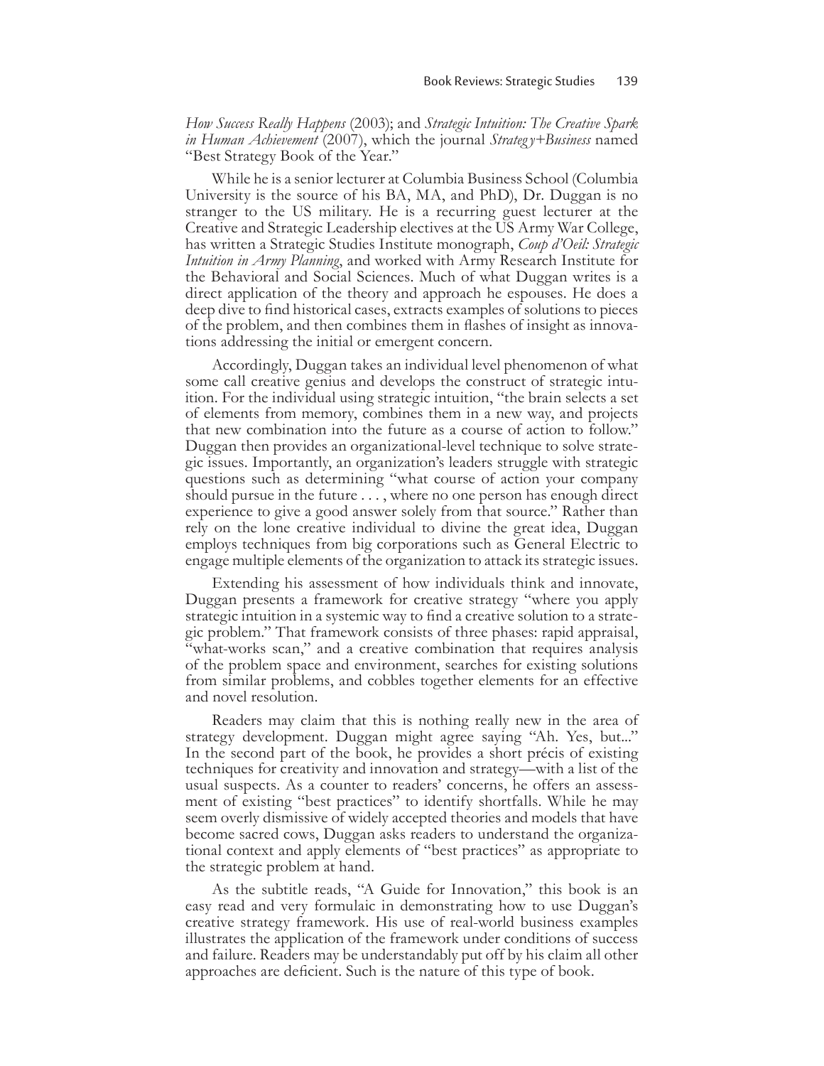*How Success Really Happens* (2003); and *Strategic Intuition: The Creative Spark in Human Achievement* (2007), which the journal *Strategy+Business* named "Best Strategy Book of the Year."

While he is a senior lecturer at Columbia Business School (Columbia University is the source of his BA, MA, and PhD), Dr. Duggan is no stranger to the US military. He is a recurring guest lecturer at the Creative and Strategic Leadership electives at the US Army War College, has written a Strategic Studies Institute monograph, *Coup d'Oeil: Strategic Intuition in Army Planning*, and worked with Army Research Institute for the Behavioral and Social Sciences. Much of what Duggan writes is a direct application of the theory and approach he espouses. He does a deep dive to find historical cases, extracts examples of solutions to pieces of the problem, and then combines them in flashes of insight as innovations addressing the initial or emergent concern.

Accordingly, Duggan takes an individual level phenomenon of what some call creative genius and develops the construct of strategic intuition. For the individual using strategic intuition, "the brain selects a set of elements from memory, combines them in a new way, and projects that new combination into the future as a course of action to follow." Duggan then provides an organizational-level technique to solve strategic issues. Importantly, an organization's leaders struggle with strategic questions such as determining "what course of action your company should pursue in the future . . . , where no one person has enough direct experience to give a good answer solely from that source." Rather than rely on the lone creative individual to divine the great idea, Duggan employs techniques from big corporations such as General Electric to engage multiple elements of the organization to attack its strategic issues.

Extending his assessment of how individuals think and innovate, Duggan presents a framework for creative strategy "where you apply strategic intuition in a systemic way to find a creative solution to a strategic problem." That framework consists of three phases: rapid appraisal, "what-works scan," and a creative combination that requires analysis of the problem space and environment, searches for existing solutions from similar problems, and cobbles together elements for an effective and novel resolution.

Readers may claim that this is nothing really new in the area of strategy development. Duggan might agree saying "Ah. Yes, but..." In the second part of the book, he provides a short précis of existing techniques for creativity and innovation and strategy—with a list of the usual suspects. As a counter to readers' concerns, he offers an assessment of existing "best practices" to identify shortfalls. While he may seem overly dismissive of widely accepted theories and models that have become sacred cows, Duggan asks readers to understand the organizational context and apply elements of "best practices" as appropriate to the strategic problem at hand.

As the subtitle reads, "A Guide for Innovation," this book is an easy read and very formulaic in demonstrating how to use Duggan's creative strategy framework. His use of real-world business examples illustrates the application of the framework under conditions of success and failure. Readers may be understandably put off by his claim all other approaches are deficient. Such is the nature of this type of book.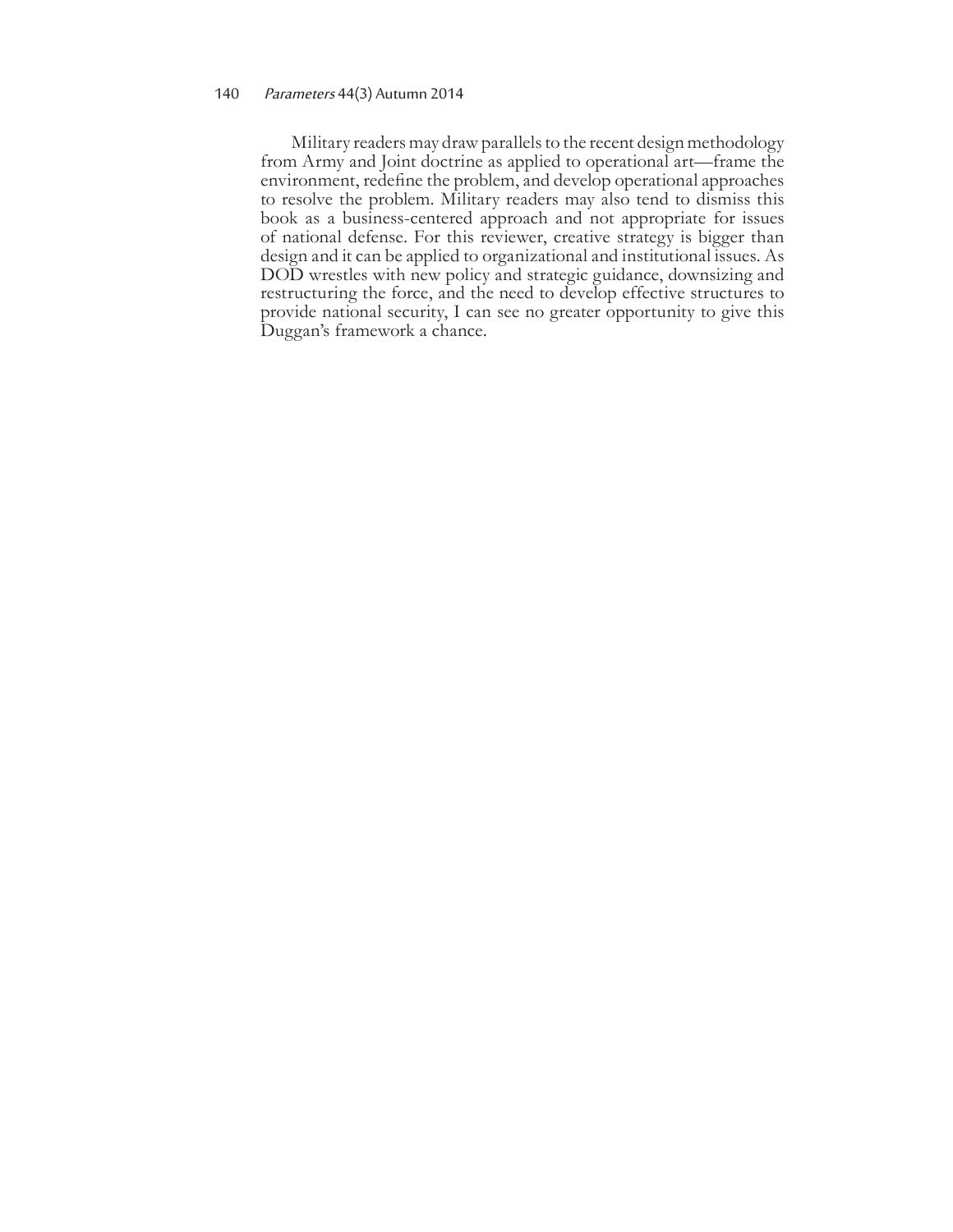Military readers may draw parallels to the recent design methodology from Army and Joint doctrine as applied to operational art—frame the environment, redefine the problem, and develop operational approaches to resolve the problem. Military readers may also tend to dismiss this book as a business-centered approach and not appropriate for issues of national defense. For this reviewer, creative strategy is bigger than design and it can be applied to organizational and institutional issues. As DOD wrestles with new policy and strategic guidance, downsizing and restructuring the force, and the need to develop effective structures to provide national security, I can see no greater opportunity to give this Duggan's framework a chance.